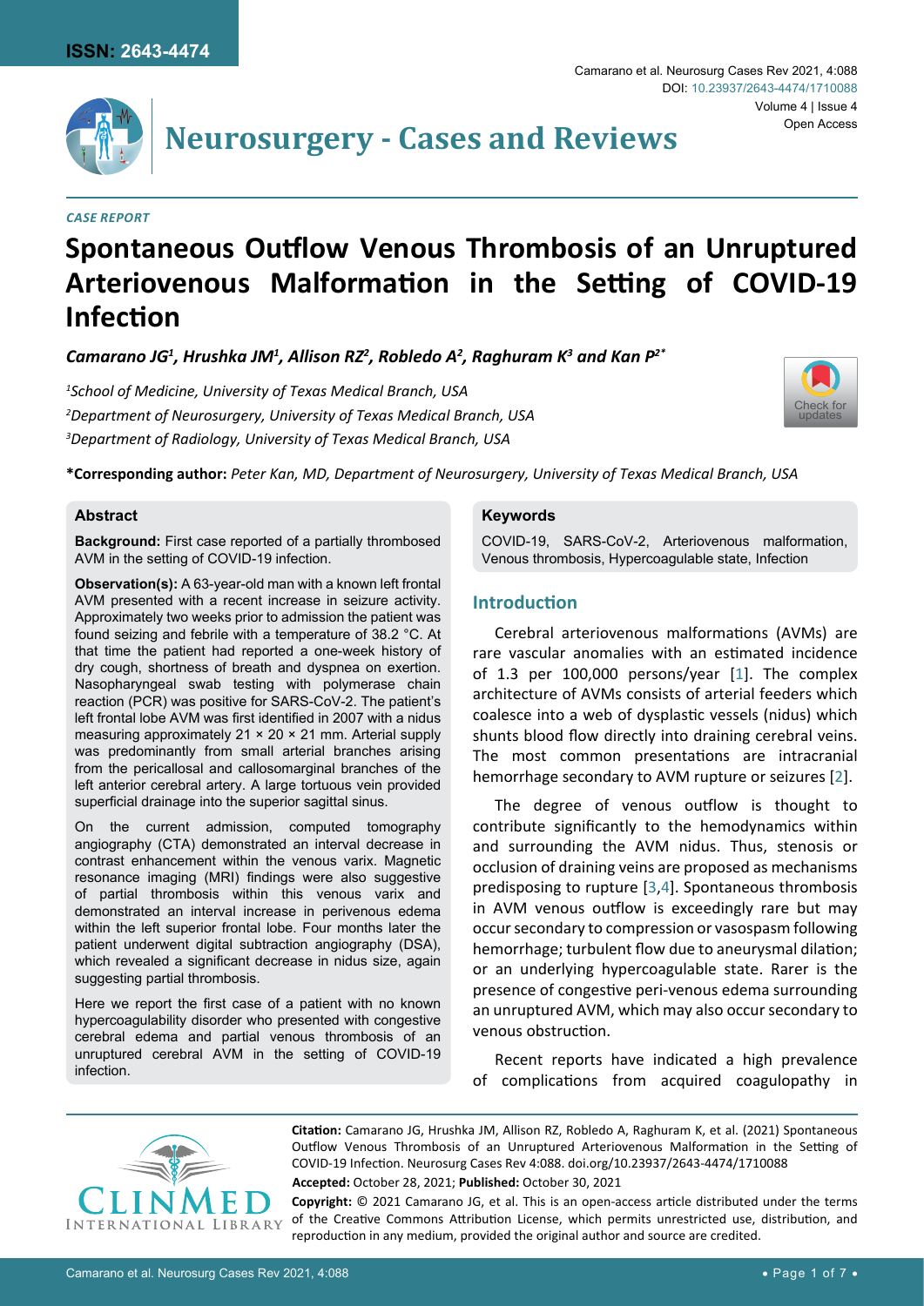*CASE REPORT*

# Spontaneous Outflow Venous Thrombosis of an Unruptured Arteriovenous Malformation in the Setting of COVID-19 Infection

***Camarano JG[1], Hrushka JM[1], Allison RZ[2], Robledo A[2], Raghuram K[3] and Kan P[2*]***

*[1]School of Medicine, University of Texas Medical Branch, USA*
*[2]Department of Neurosurgery, University of Texas Medical Branch, USA*
*[3]Department of Radiology, University of Texas Medical Branch, USA*

**\*Corresponding author:** *Peter Kan, MD, Department of Neurosurgery, University of Texas Medical Branch, USA*

## Abstract

**Background:** First case reported of a partially thrombosed AVM in the setting of COVID-19 infection.

**Observation(s):** A 63-year-old man with a known left frontal AVM presented with a recent increase in seizure activity. Approximately two weeks prior to admission the patient was found seizing and febrile with a temperature of 38.2 °C. At that time the patient had reported a one-week history of dry cough, shortness of breath and dyspnea on exertion. Nasopharyngeal swab testing with polymerase chain reaction (PCR) was positive for SARS-CoV-2. The patient's left frontal lobe AVM was first identified in 2007 with a nidus measuring approximately 21 × 20 × 21 mm. Arterial supply was predominantly from small arterial branches arising from the pericallosal and callosomarginal branches of the left anterior cerebral artery. A large tortuous vein provided superficial drainage into the superior sagittal sinus.

On the current admission, computed tomography angiography (CTA) demonstrated an interval decrease in contrast enhancement within the venous varix. Magnetic resonance imaging (MRI) findings were also suggestive of partial thrombosis within this venous varix and demonstrated an interval increase in perivenous edema within the left superior frontal lobe. Four months later the patient underwent digital subtraction angiography (DSA), which revealed a significant decrease in nidus size, again suggesting partial thrombosis.

Here we report the first case of a patient with no known hypercoagulability disorder who presented with congestive cerebral edema and partial venous thrombosis of an unruptured cerebral AVM in the setting of COVID-19 infection.

## Keywords

COVID-19, SARS-CoV-2, Arteriovenous malformation, Venous thrombosis, Hypercoagulable state, Infection

## Introduction

Cerebral arteriovenous malformations (AVMs) are rare vascular anomalies with an estimated incidence of 1.3 per 100,000 persons/year [1]. The complex architecture of AVMs consists of arterial feeders which coalesce into a web of dysplastic vessels (nidus) which shunts blood flow directly into draining cerebral veins. The most common presentations are intracranial hemorrhage secondary to AVM rupture or seizures [2].

The degree of venous outflow is thought to contribute significantly to the hemodynamics within and surrounding the AVM nidus. Thus, stenosis or occlusion of draining veins are proposed as mechanisms predisposing to rupture [3,4]. Spontaneous thrombosis in AVM venous outflow is exceedingly rare but may occur secondary to compression or vasospasm following hemorrhage; turbulent flow due to aneurysmal dilation; or an underlying hypercoagulable state. Rarer is the presence of congestive peri-venous edema surrounding an unruptured AVM, which may also occur secondary to venous obstruction.

Recent reports have indicated a high prevalence of complications from acquired coagulopathy in

**Citation:** Camarano JG, Hrushka JM, Allison RZ, Robledo A, Raghuram K, et al. (2021) Spontaneous Outflow Venous Thrombosis of an Unruptured Arteriovenous Malformation in the Setting of COVID-19 Infection. Neurosurg Cases Rev 4:088. doi.org/10.23937/2643-4474/1710088

**Accepted:** October 28, 2021; **Published:** October 30, 2021

**Copyright:** © 2021 Camarano JG, et al. This is an open-access article distributed under the terms of the Creative Commons Attribution License, which permits unrestricted use, distribution, and reproduction in any medium, provided the original author and source are credited.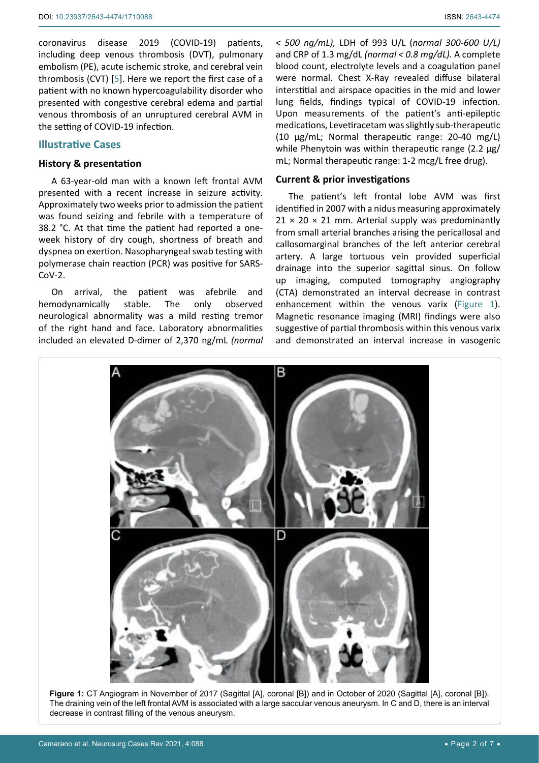coronavirus disease 2019 (COVID-19) patients, including deep venous thrombosis (DVT), pulmonary embolism (PE), acute ischemic stroke, and cerebral vein thrombosis (CVT) [5]. Here we report the first case of a patient with no known hypercoagulability disorder who presented with congestive cerebral edema and partial venous thrombosis of an unruptured cerebral AVM in the setting of COVID-19 infection.

## Illustrative Cases

### History & presentation

A 63-year-old man with a known left frontal AVM presented with a recent increase in seizure activity. Approximately two weeks prior to admission the patient was found seizing and febrile with a temperature of 38.2 °C. At that time the patient had reported a one-week history of dry cough, shortness of breath and dyspnea on exertion. Nasopharyngeal swab testing with polymerase chain reaction (PCR) was positive for SARS-CoV-2.

On arrival, the patient was afebrile and hemodynamically stable. The only observed neurological abnormality was a mild resting tremor of the right hand and face. Laboratory abnormalities included an elevated D-dimer of 2,370 ng/mL *(normal < 500 ng/mL),* LDH of 993 U/L (*normal 300-600 U/L)* and CRP of 1.3 mg/dL *(normal < 0.8 mg/dL).* A complete blood count, electrolyte levels and a coagulation panel were normal. Chest X-Ray revealed diffuse bilateral interstitial and airspace opacities in the mid and lower lung fields, findings typical of COVID-19 infection. Upon measurements of the patient's anti-epileptic medications, Levetiracetam was slightly sub-therapeutic (10 μg/mL; Normal therapeutic range: 20-40 mg/L) while Phenytoin was within therapeutic range (2.2 μg/mL; Normal therapeutic range: 1-2 mcg/L free drug).

### Current & prior investigations

The patient's left frontal lobe AVM was first identified in 2007 with a nidus measuring approximately 21 × 20 × 21 mm. Arterial supply was predominantly from small arterial branches arising the pericallosal and callosomarginal branches of the left anterior cerebral artery. A large tortuous vein provided superficial drainage into the superior sagittal sinus. On follow up imaging, computed tomography angiography (CTA) demonstrated an interval decrease in contrast enhancement within the venous varix (Figure 1). Magnetic resonance imaging (MRI) findings were also suggestive of partial thrombosis within this venous varix and demonstrated an interval increase in vasogenic

**Figure 1:** CT Angiogram in November of 2017 (Sagittal [A], coronal [B]) and in October of 2020 (Sagittal [A], coronal [B]). The draining vein of the left frontal AVM is associated with a large saccular venous aneurysm. In C and D, there is an interval decrease in contrast filling of the venous aneurysm.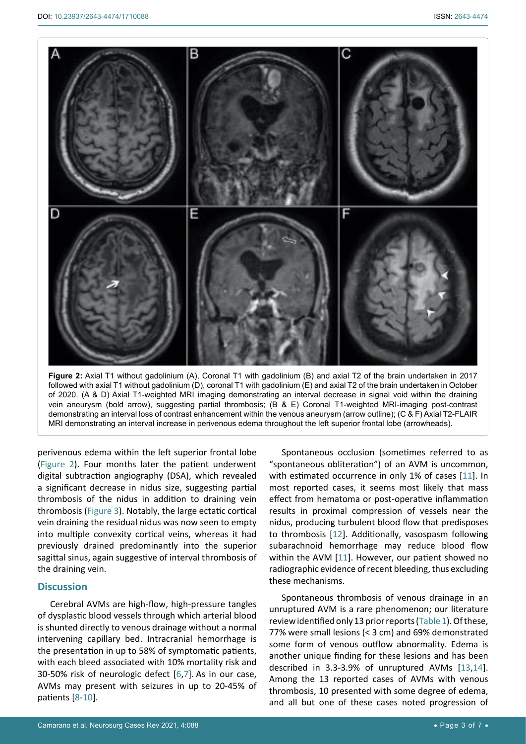**Figure 2:** Axial T1 without gadolinium (A), Coronal T1 with gadolinium (B) and axial T2 of the brain undertaken in 2017 followed with axial T1 without gadolinium (D), coronal T1 with gadolinium (E) and axial T2 of the brain undertaken in October of 2020. (A & D) Axial T1-weighted MRI imaging demonstrating an interval decrease in signal void within the draining vein aneurysm (bold arrow), suggesting partial thrombosis; (B & E) Coronal T1-weighted MRI-imaging post-contrast demonstrating an interval loss of contrast enhancement within the venous aneurysm (arrow outline); (C & F) Axial T2-FLAIR MRI demonstrating an interval increase in perivenous edema throughout the left superior frontal lobe (arrowheads).

perivenous edema within the left superior frontal lobe (Figure 2). Four months later the patient underwent digital subtraction angiography (DSA), which revealed a significant decrease in nidus size, suggesting partial thrombosis of the nidus in addition to draining vein thrombosis (Figure 3). Notably, the large ectatic cortical vein draining the residual nidus was now seen to empty into multiple convexity cortical veins, whereas it had previously drained predominantly into the superior sagittal sinus, again suggestive of interval thrombosis of the draining vein.

## Discussion

Cerebral AVMs are high-flow, high-pressure tangles of dysplastic blood vessels through which arterial blood is shunted directly to venous drainage without a normal intervening capillary bed. Intracranial hemorrhage is the presentation in up to 58% of symptomatic patients, with each bleed associated with 10% mortality risk and 30-50% risk of neurologic defect [6,7]. As in our case, AVMs may present with seizures in up to 20-45% of patients [8-10].

Spontaneous occlusion (sometimes referred to as "spontaneous obliteration") of an AVM is uncommon, with estimated occurrence in only 1% of cases [11]. In most reported cases, it seems most likely that mass effect from hematoma or post-operative inflammation results in proximal compression of vessels near the nidus, producing turbulent blood flow that predisposes to thrombosis [12]. Additionally, vasospasm following subarachnoid hemorrhage may reduce blood flow within the AVM [11]. However, our patient showed no radiographic evidence of recent bleeding, thus excluding these mechanisms.

Spontaneous thrombosis of venous drainage in an unruptured AVM is a rare phenomenon; our literature review identified only 13 prior reports (Table 1). Of these, 77% were small lesions (< 3 cm) and 69% demonstrated some form of venous outflow abnormality. Edema is another unique finding for these lesions and has been described in 3.3-3.9% of unruptured AVMs [13,14]. Among the 13 reported cases of AVMs with venous thrombosis, 10 presented with some degree of edema, and all but one of these cases noted progression of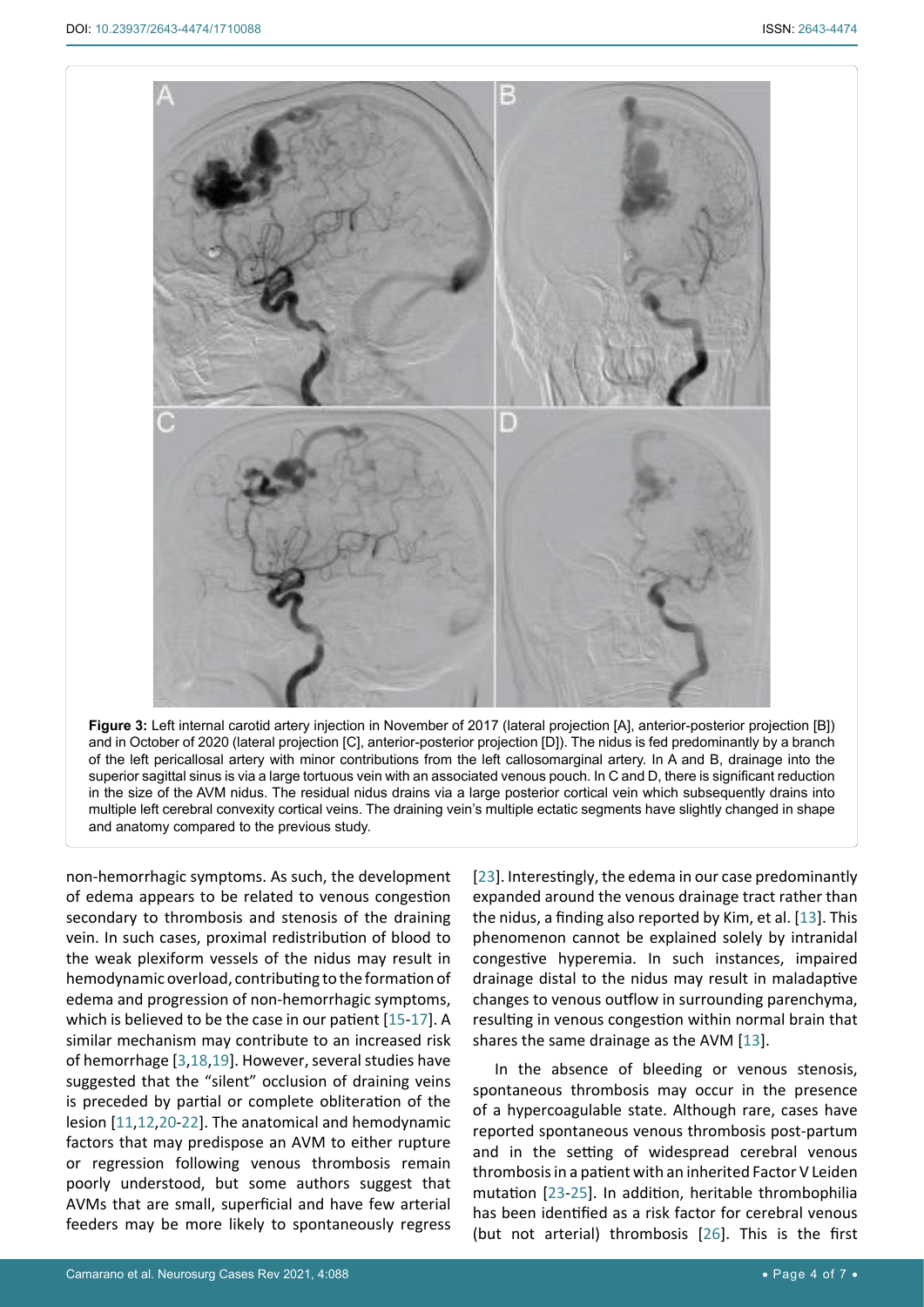**Figure 3:** Left internal carotid artery injection in November of 2017 (lateral projection [A], anterior-posterior projection [B]) and in October of 2020 (lateral projection [C], anterior-posterior projection [D]). The nidus is fed predominantly by a branch of the left pericallosal artery with minor contributions from the left callosomarginal artery. In A and B, drainage into the superior sagittal sinus is via a large tortuous vein with an associated venous pouch. In C and D, there is significant reduction in the size of the AVM nidus. The residual nidus drains via a large posterior cortical vein which subsequently drains into multiple left cerebral convexity cortical veins. The draining vein's multiple ectatic segments have slightly changed in shape and anatomy compared to the previous study.

non-hemorrhagic symptoms. As such, the development of edema appears to be related to venous congestion secondary to thrombosis and stenosis of the draining vein. In such cases, proximal redistribution of blood to the weak plexiform vessels of the nidus may result in hemodynamic overload, contributing to the formation of edema and progression of non-hemorrhagic symptoms, which is believed to be the case in our patient [15-17]. A similar mechanism may contribute to an increased risk of hemorrhage [3,18,19]. However, several studies have suggested that the "silent" occlusion of draining veins is preceded by partial or complete obliteration of the lesion [11,12,20-22]. The anatomical and hemodynamic factors that may predispose an AVM to either rupture or regression following venous thrombosis remain poorly understood, but some authors suggest that AVMs that are small, superficial and have few arterial feeders may be more likely to spontaneously regress [23]. Interestingly, the edema in our case predominantly expanded around the venous drainage tract rather than the nidus, a finding also reported by Kim, et al. [13]. This phenomenon cannot be explained solely by intranidal congestive hyperemia. In such instances, impaired drainage distal to the nidus may result in maladaptive changes to venous outflow in surrounding parenchyma, resulting in venous congestion within normal brain that shares the same drainage as the AVM [13].

In the absence of bleeding or venous stenosis, spontaneous thrombosis may occur in the presence of a hypercoagulable state. Although rare, cases have reported spontaneous venous thrombosis post-partum and in the setting of widespread cerebral venous thrombosis in a patient with an inherited Factor V Leiden mutation [23-25]. In addition, heritable thrombophilia has been identified as a risk factor for cerebral venous (but not arterial) thrombosis [26]. This is the first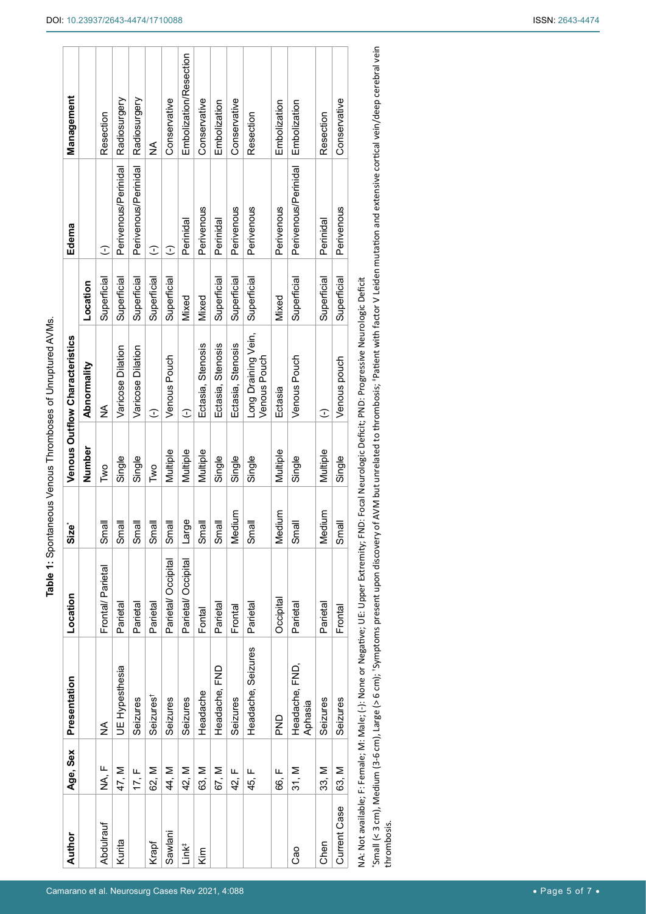**Table 1:** Spontaneous Venous Thromboses of Unruptured AVMs.

| Author | Age, Sex | Presentation | Location | Size* | Venous Outflow Characteristics | | | Edema | Management |
|---|---|---|---|---|---|---|---|---|---|
| | | | | | Number | Abnormality | Location | | |
| Abdulrauf | NA, F | NA | Frontal/ Parietal | Small | Two | NA | Superficial | (-) | Resection |
| Kurita | 47, M | UE Hypesthesia | Parietal | Small | Single | Varicose Dilation | Superficial | Perivenous/Perinidal | Radiosurgery |
| | 17, F | Seizures | Parietal | Small | Single | Varicose Dilation | Superficial | Perivenous/Perinidal | Radiosurgery |
| Krapf | 62, M | Seizures† | Parietal | Small | Two | (-) | Superficial | (-) | NA |
| Sawlani | 44, M | Seizures | Parietal/ Occipital | Small | Multiple | Venous Pouch | Superficial | (-) | Conservative |
| Link‡ | 42, M | Seizures | Parietal/ Occipital | Large | Multiple | (-) | Mixed | Perinidal | Embolization/Resection |
| Kim | 63, M | Headache | Fontal | Small | Multiple | Ectasia, Stenosis | Mixed | Perivenous | Conservative |
| | 67, M | Headache, FND | Parietal | Small | Single | Ectasia, Stenosis | Superficial | Perinidal | Embolization |
| | 42, F | Seizures | Frontal | Medium | Single | Ectasia, Stenosis | Superficial | Perivenous | Conservative |
| | 45, F | Headache, Seizures | Parietal | Small | Single | Long Draining Vein, Venous Pouch | Superficial | Perivenous | Resection |
| | 66, F | PND | Occipital | Medium | Multiple | Ectasia | Mixed | Perivenous | Embolization |
| Cao | 31, M | Headache, FND, Aphasia | Parietal | Small | Single | Venous Pouch | Superficial | Perivenous/Perinidal | Embolization |
| Chen | 33, M | Seizures | Parietal | Medium | Multiple | (-) | Superficial | Perinidal | Resection |
| Current Case | 63, M | Seizures | Frontal | Small | Single | Venous pouch | Superficial | Perivenous | Conservative |

NA: Not available; F: Female; M: Male; (-): None or Negative; UE: Upper Extremity; FND: Focal Neurologic Deficit; PND: Progressive Neurologic Deficit

*Small (< 3 cm), Medium (3-6 cm), Large (> 6 cm); †Symptoms present upon discovery of AVM but unrelated to thrombosis; ‡Patient with factor V Leiden mutation and extensive cortical vein/deep cerebral vein thrombosis.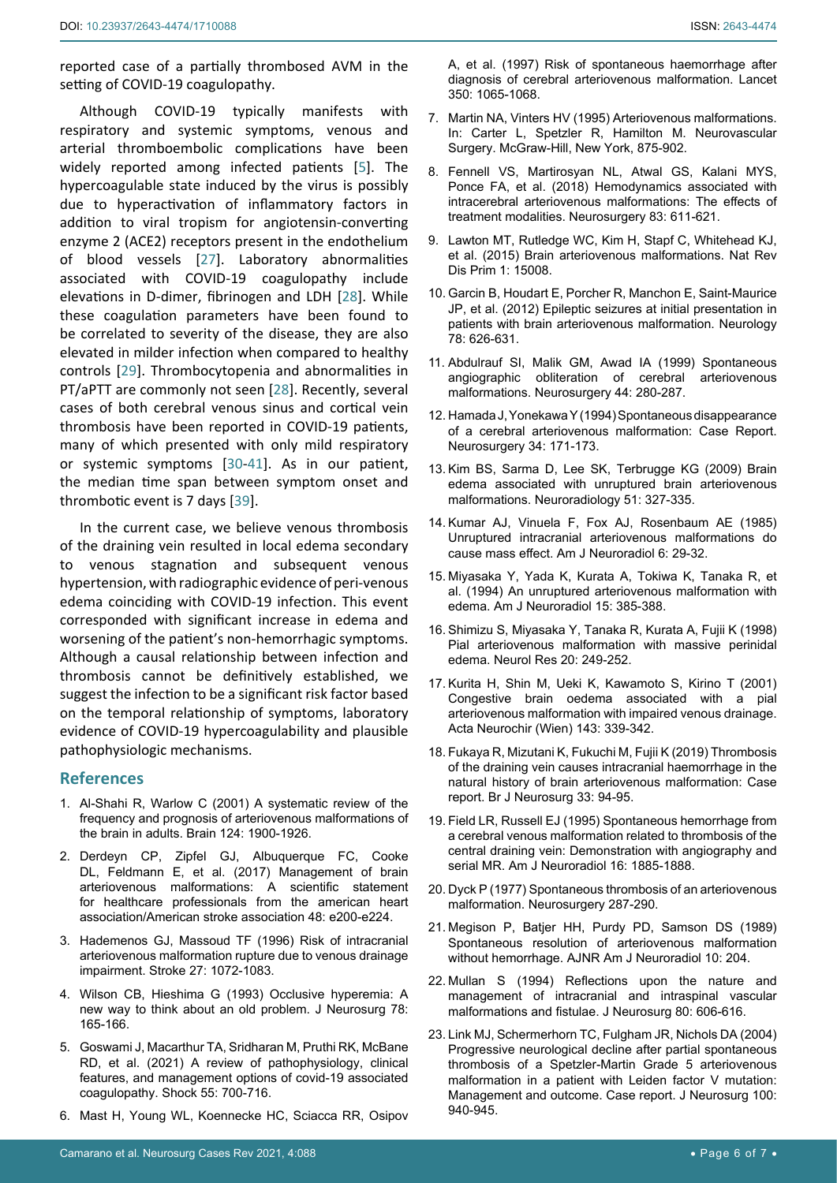reported case of a partially thrombosed AVM in the setting of COVID-19 coagulopathy.

Although COVID-19 typically manifests with respiratory and systemic symptoms, venous and arterial thromboembolic complications have been widely reported among infected patients [5]. The hypercoagulable state induced by the virus is possibly due to hyperactivation of inflammatory factors in addition to viral tropism for angiotensin-converting enzyme 2 (ACE2) receptors present in the endothelium of blood vessels [27]. Laboratory abnormalities associated with COVID-19 coagulopathy include elevations in D-dimer, fibrinogen and LDH [28]. While these coagulation parameters have been found to be correlated to severity of the disease, they are also elevated in milder infection when compared to healthy controls [29]. Thrombocytopenia and abnormalities in PT/aPTT are commonly not seen [28]. Recently, several cases of both cerebral venous sinus and cortical vein thrombosis have been reported in COVID-19 patients, many of which presented with only mild respiratory or systemic symptoms [30-41]. As in our patient, the median time span between symptom onset and thrombotic event is 7 days [39].

In the current case, we believe venous thrombosis of the draining vein resulted in local edema secondary to venous stagnation and subsequent venous hypertension, with radiographic evidence of peri-venous edema coinciding with COVID-19 infection. This event corresponded with significant increase in edema and worsening of the patient's non-hemorrhagic symptoms. Although a causal relationship between infection and thrombosis cannot be definitively established, we suggest the infection to be a significant risk factor based on the temporal relationship of symptoms, laboratory evidence of COVID-19 hypercoagulability and plausible pathophysiologic mechanisms.

## References

1. Al-Shahi R, Warlow C (2001) A systematic review of the frequency and prognosis of arteriovenous malformations of the brain in adults. Brain 124: 1900-1926.
2. Derdeyn CP, Zipfel GJ, Albuquerque FC, Cooke DL, Feldmann E, et al. (2017) Management of brain arteriovenous malformations: A scientific statement for healthcare professionals from the american heart association/American stroke association 48: e200-e224.
3. Hademenos GJ, Massoud TF (1996) Risk of intracranial arteriovenous malformation rupture due to venous drainage impairment. Stroke 27: 1072-1083.
4. Wilson CB, Hieshima G (1993) Occlusive hyperemia: A new way to think about an old problem. J Neurosurg 78: 165-166.
5. Goswami J, Macarthur TA, Sridharan M, Pruthi RK, McBane RD, et al. (2021) A review of pathophysiology, clinical features, and management options of covid-19 associated coagulopathy. Shock 55: 700-716.
6. Mast H, Young WL, Koennecke HC, Sciacca RR, Osipov A, et al. (1997) Risk of spontaneous haemorrhage after diagnosis of cerebral arteriovenous malformation. Lancet 350: 1065-1068.
7. Martin NA, Vinters HV (1995) Arteriovenous malformations. In: Carter L, Spetzler R, Hamilton M. Neurovascular Surgery. McGraw-Hill, New York, 875-902.
8. Fennell VS, Martirosyan NL, Atwal GS, Kalani MYS, Ponce FA, et al. (2018) Hemodynamics associated with intracerebral arteriovenous malformations: The effects of treatment modalities. Neurosurgery 83: 611-621.
9. Lawton MT, Rutledge WC, Kim H, Stapf C, Whitehead KJ, et al. (2015) Brain arteriovenous malformations. Nat Rev Dis Prim 1: 15008.
10. Garcin B, Houdart E, Porcher R, Manchon E, Saint-Maurice JP, et al. (2012) Epileptic seizures at initial presentation in patients with brain arteriovenous malformation. Neurology 78: 626-631.
11. Abdulrauf SI, Malik GM, Awad IA (1999) Spontaneous angiographic obliteration of cerebral arteriovenous malformations. Neurosurgery 44: 280-287.
12. Hamada J, Yonekawa Y (1994) Spontaneous disappearance of a cerebral arteriovenous malformation: Case Report. Neurosurgery 34: 171-173.
13. Kim BS, Sarma D, Lee SK, Terbrugge KG (2009) Brain edema associated with unruptured brain arteriovenous malformations. Neuroradiology 51: 327-335.
14. Kumar AJ, Vinuela F, Fox AJ, Rosenbaum AE (1985) Unruptured intracranial arteriovenous malformations do cause mass effect. Am J Neuroradiol 6: 29-32.
15. Miyasaka Y, Yada K, Kurata A, Tokiwa K, Tanaka R, et al. (1994) An unruptured arteriovenous malformation with edema. Am J Neuroradiol 15: 385-388.
16. Shimizu S, Miyasaka Y, Tanaka R, Kurata A, Fujii K (1998) Pial arteriovenous malformation with massive perinidal edema. Neurol Res 20: 249-252.
17. Kurita H, Shin M, Ueki K, Kawamoto S, Kirino T (2001) Congestive brain oedema associated with a pial arteriovenous malformation with impaired venous drainage. Acta Neurochir (Wien) 143: 339-342.
18. Fukaya R, Mizutani K, Fukuchi M, Fujii K (2019) Thrombosis of the draining vein causes intracranial haemorrhage in the natural history of brain arteriovenous malformation: Case report. Br J Neurosurg 33: 94-95.
19. Field LR, Russell EJ (1995) Spontaneous hemorrhage from a cerebral venous malformation related to thrombosis of the central draining vein: Demonstration with angiography and serial MR. Am J Neuroradiol 16: 1885-1888.
20. Dyck P (1977) Spontaneous thrombosis of an arteriovenous malformation. Neurosurgery 287-290.
21. Megison P, Batjer HH, Purdy PD, Samson DS (1989) Spontaneous resolution of arteriovenous malformation without hemorrhage. AJNR Am J Neuroradiol 10: 204.
22. Mullan S (1994) Reflections upon the nature and management of intracranial and intraspinal vascular malformations and fistulae. J Neurosurg 80: 606-616.
23. Link MJ, Schermerhorn TC, Fulgham JR, Nichols DA (2004) Progressive neurological decline after partial spontaneous thrombosis of a Spetzler-Martin Grade 5 arteriovenous malformation in a patient with Leiden factor V mutation: Management and outcome. Case report. J Neurosurg 100: 940-945.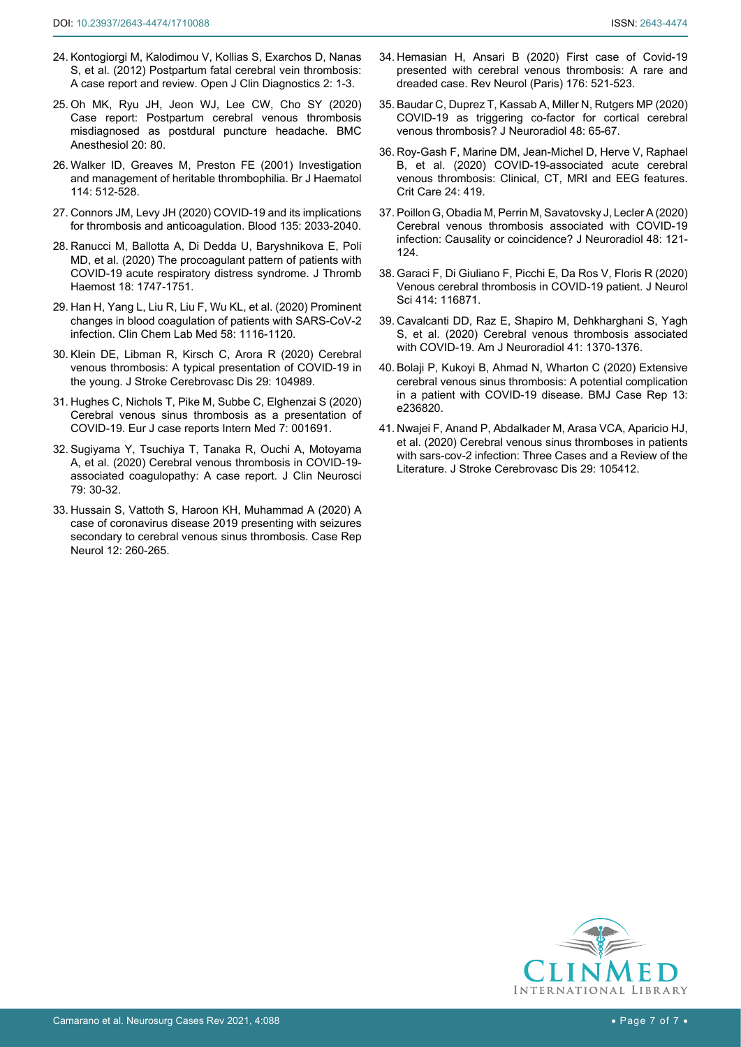24. Kontogiorgi M, Kalodimou V, Kollias S, Exarchos D, Nanas S, et al. (2012) Postpartum fatal cerebral vein thrombosis: A case report and review. Open J Clin Diagnostics 2: 1-3.

25. Oh MK, Ryu JH, Jeon WJ, Lee CW, Cho SY (2020) Case report: Postpartum cerebral venous thrombosis misdiagnosed as postdural puncture headache. BMC Anesthesiol 20: 80.

26. Walker ID, Greaves M, Preston FE (2001) Investigation and management of heritable thrombophilia. Br J Haematol 114: 512-528.

27. Connors JM, Levy JH (2020) COVID-19 and its implications for thrombosis and anticoagulation. Blood 135: 2033-2040.

28. Ranucci M, Ballotta A, Di Dedda U, Baryshnikova E, Poli MD, et al. (2020) The procoagulant pattern of patients with COVID-19 acute respiratory distress syndrome. J Thromb Haemost 18: 1747-1751.

29. Han H, Yang L, Liu R, Liu F, Wu KL, et al. (2020) Prominent changes in blood coagulation of patients with SARS-CoV-2 infection. Clin Chem Lab Med 58: 1116-1120.

30. Klein DE, Libman R, Kirsch C, Arora R (2020) Cerebral venous thrombosis: A typical presentation of COVID-19 in the young. J Stroke Cerebrovasc Dis 29: 104989.

31. Hughes C, Nichols T, Pike M, Subbe C, Elghenzai S (2020) Cerebral venous sinus thrombosis as a presentation of COVID-19. Eur J case reports Intern Med 7: 001691.

32. Sugiyama Y, Tsuchiya T, Tanaka R, Ouchi A, Motoyama A, et al. (2020) Cerebral venous thrombosis in COVID-19-associated coagulopathy: A case report. J Clin Neurosci 79: 30-32.

33. Hussain S, Vattoth S, Haroon KH, Muhammad A (2020) A case of coronavirus disease 2019 presenting with seizures secondary to cerebral venous sinus thrombosis. Case Rep Neurol 12: 260-265.

34. Hemasian H, Ansari B (2020) First case of Covid-19 presented with cerebral venous thrombosis: A rare and dreaded case. Rev Neurol (Paris) 176: 521-523.

35. Baudar C, Duprez T, Kassab A, Miller N, Rutgers MP (2020) COVID-19 as triggering co-factor for cortical cerebral venous thrombosis? J Neuroradiol 48: 65-67.

36. Roy-Gash F, Marine DM, Jean-Michel D, Herve V, Raphael B, et al. (2020) COVID-19-associated acute cerebral venous thrombosis: Clinical, CT, MRI and EEG features. Crit Care 24: 419.

37. Poillon G, Obadia M, Perrin M, Savatovsky J, Lecler A (2020) Cerebral venous thrombosis associated with COVID-19 infection: Causality or coincidence? J Neuroradiol 48: 121-124.

38. Garaci F, Di Giuliano F, Picchi E, Da Ros V, Floris R (2020) Venous cerebral thrombosis in COVID-19 patient. J Neurol Sci 414: 116871.

39. Cavalcanti DD, Raz E, Shapiro M, Dehkharghani S, Yagh S, et al. (2020) Cerebral venous thrombosis associated with COVID-19. Am J Neuroradiol 41: 1370-1376.

40. Bolaji P, Kukoyi B, Ahmad N, Wharton C (2020) Extensive cerebral venous sinus thrombosis: A potential complication in a patient with COVID-19 disease. BMJ Case Rep 13: e236820.

41. Nwajei F, Anand P, Abdalkader M, Arasa VCA, Aparicio HJ, et al. (2020) Cerebral venous sinus thromboses in patients with sars-cov-2 infection: Three Cases and a Review of the Literature. J Stroke Cerebrovasc Dis 29: 105412.